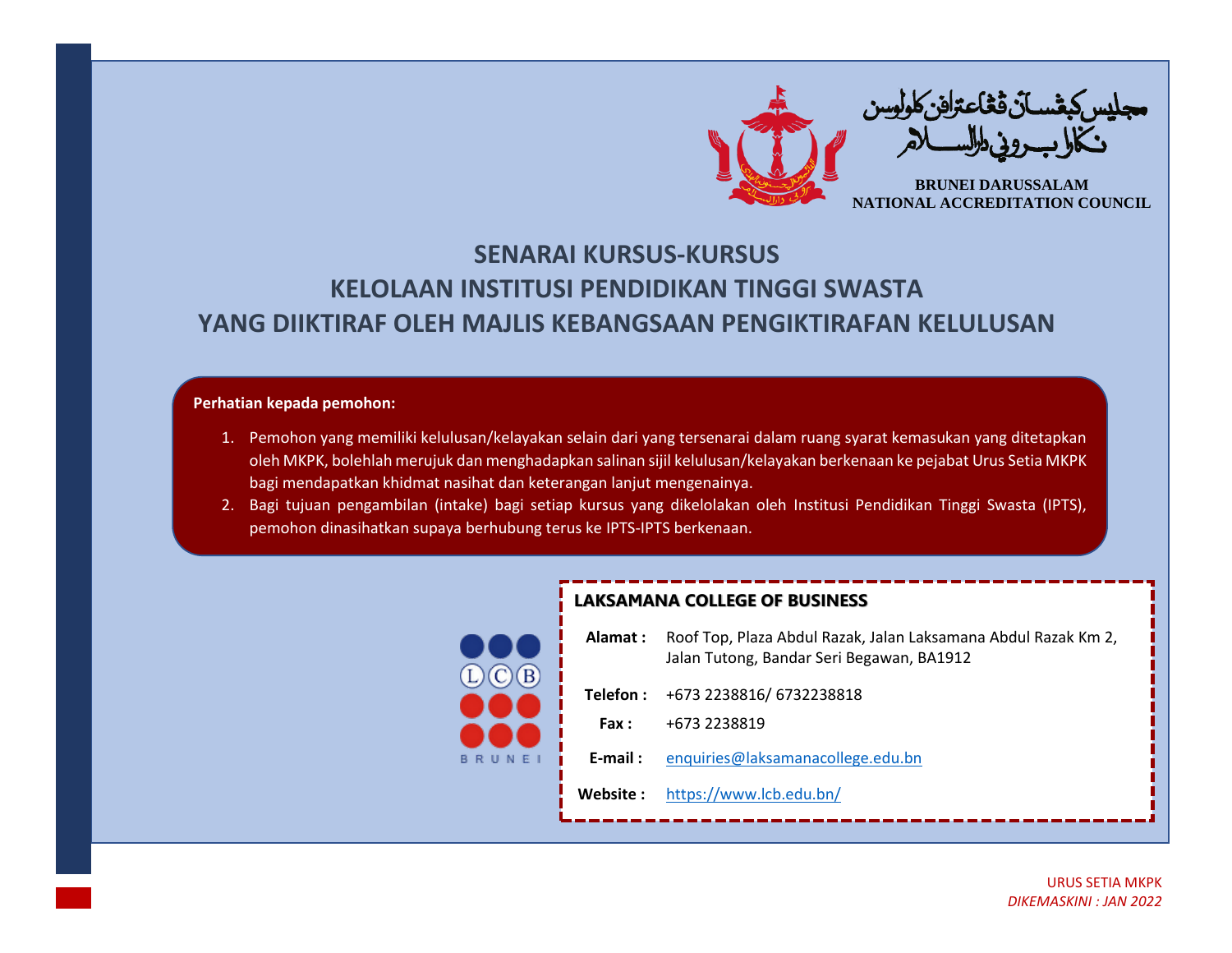مجليس كبڠسأن ڤڠاعترافن كلولوسن
نڬارا بروني دارالسلام

**BRUNEI DARUSSALAM**
**NATIONAL ACCREDITATION COUNCIL**

# SENARAI KURSUS-KURSUS
# KELOLAAN INSTITUSI PENDIDIKAN TINGGI SWASTA
# YANG DIIKTIRAF OLEH MAJLIS KEBANGSAAN PENGIKTIRAFAN KELULUSAN

**Perhatian kepada pemohon:**

1. Pemohon yang memiliki kelulusan/kelayakan selain dari yang tersenarai dalam ruang syarat kemasukan yang ditetapkan oleh MKPK, bolehlah merujuk dan menghadapkan salinan sijil kelulusan/kelayakan berkenaan ke pejabat Urus Setia MKPK bagi mendapatkan khidmat nasihat dan keterangan lanjut mengenainya.
2. Bagi tujuan pengambilan (intake) bagi setiap kursus yang dikelolakan oleh Institusi Pendidikan Tinggi Swasta (IPTS), pemohon dinasihatkan supaya berhubung terus ke IPTS-IPTS berkenaan.

LCB BRUNEI

**LAKSAMANA COLLEGE OF BUSINESS**

**Alamat :** Roof Top, Plaza Abdul Razak, Jalan Laksamana Abdul Razak Km 2, Jalan Tutong, Bandar Seri Begawan, BA1912

**Telefon :** +673 2238816/ 6732238818

**Fax :** +673 2238819

**E-mail :** enquiries@laksamanacollege.edu.bn

**Website :** https://www.lcb.edu.bn/

URUS SETIA MKPK
*DIKEMASKINI : JAN 2022*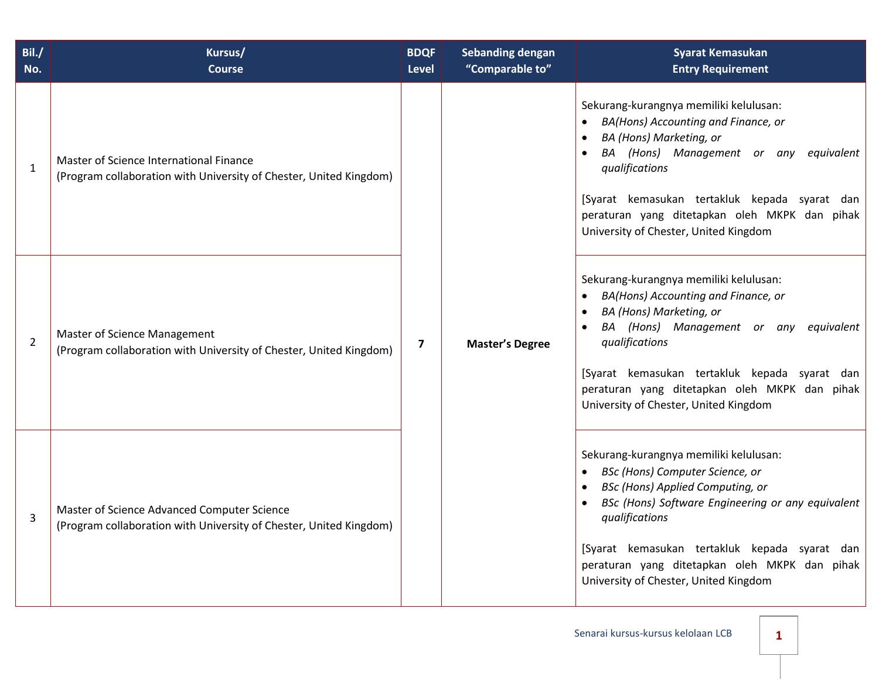| Bil./ No. | Kursus/ Course | BDQF Level | Sebanding dengan "Comparable to" | Syarat Kemasukan Entry Requirement |
|---|---|---|---|---|
| 1 | Master of Science International Finance (Program collaboration with University of Chester, United Kingdom) | 7 | **Master's Degree** | Sekurang-kurangnya memiliki kelulusan: <br>• *BA(Hons) Accounting and Finance, or* <br>• *BA (Hons) Marketing, or* <br>• *BA (Hons) Management or any equivalent qualifications* <br><br>[Syarat kemasukan tertakluk kepada syarat dan peraturan yang ditetapkan oleh MKPK dan pihak University of Chester, United Kingdom |
| 2 | Master of Science Management (Program collaboration with University of Chester, United Kingdom) | | | Sekurang-kurangnya memiliki kelulusan: <br>• *BA(Hons) Accounting and Finance, or* <br>• *BA (Hons) Marketing, or* <br>• *BA (Hons) Management or any equivalent qualifications* <br><br>[Syarat kemasukan tertakluk kepada syarat dan peraturan yang ditetapkan oleh MKPK dan pihak University of Chester, United Kingdom |
| 3 | Master of Science Advanced Computer Science (Program collaboration with University of Chester, United Kingdom) | | | Sekurang-kurangnya memiliki kelulusan: <br>• *BSc (Hons) Computer Science, or* <br>• *BSc (Hons) Applied Computing, or* <br>• *BSc (Hons) Software Engineering or any equivalent qualifications* <br><br>[Syarat kemasukan tertakluk kepada syarat dan peraturan yang ditetapkan oleh MKPK dan pihak University of Chester, United Kingdom |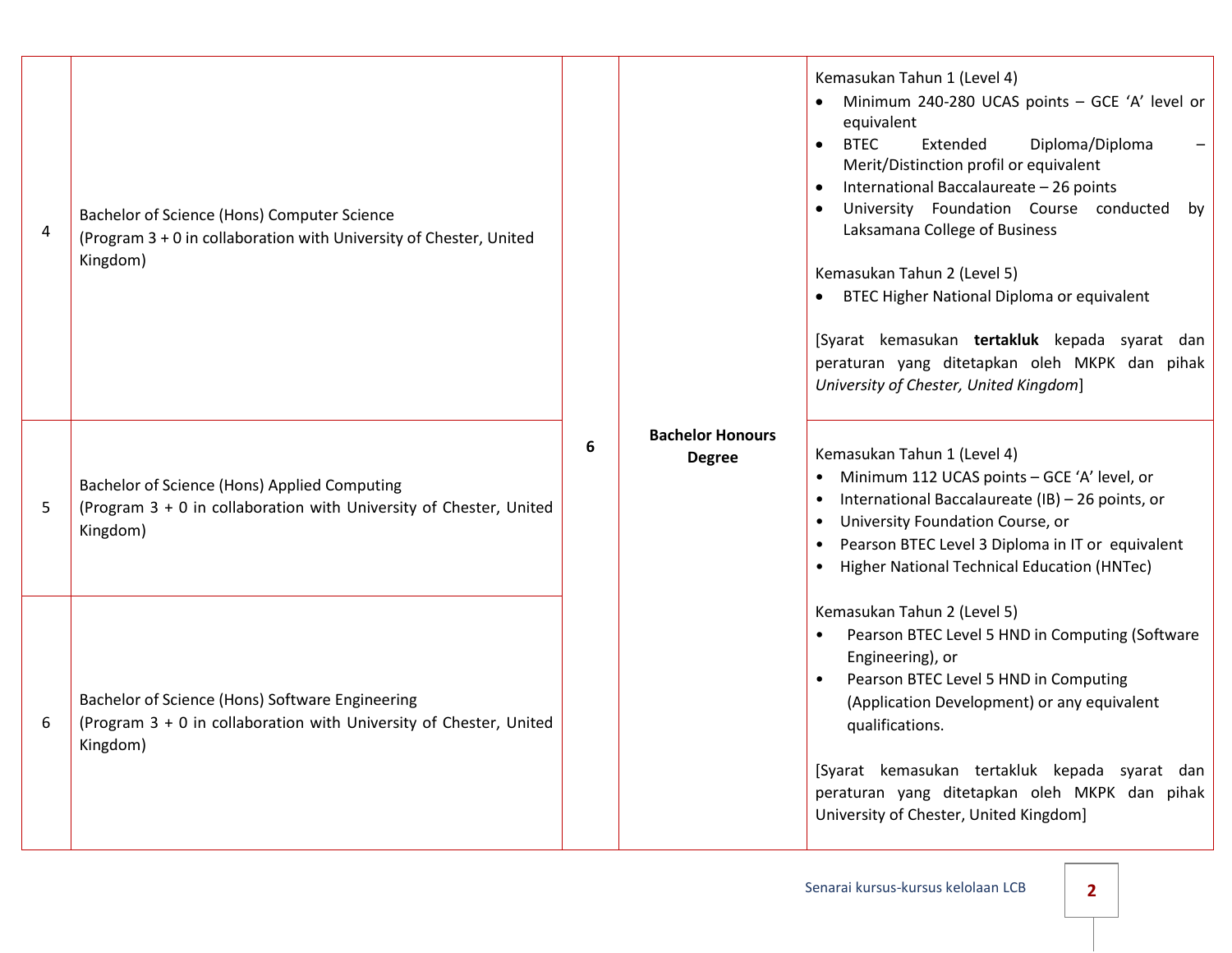| | | | | |
|---|---|---|---|---|
| 4 | Bachelor of Science (Hons) Computer Science<br>(Program 3 + 0 in collaboration with University of Chester, United Kingdom) | 6 | **Bachelor Honours Degree** | Kemasukan Tahun 1 (Level 4)<br>• Minimum 240-280 UCAS points – GCE 'A' level or equivalent<br>• BTEC Extended Diploma/Diploma – Merit/Distinction profil or equivalent<br>• International Baccalaureate – 26 points<br>• University Foundation Course conducted by Laksamana College of Business<br><br>Kemasukan Tahun 2 (Level 5)<br>• BTEC Higher National Diploma or equivalent<br><br>[Syarat kemasukan **tertakluk** kepada syarat dan peraturan yang ditetapkan oleh MKPK dan pihak *University of Chester, United Kingdom*] |
| 5 | Bachelor of Science (Hons) Applied Computing<br>(Program 3 + 0 in collaboration with University of Chester, United Kingdom) | | | Kemasukan Tahun 1 (Level 4)<br>• Minimum 112 UCAS points – GCE 'A' level, or<br>• International Baccalaureate (IB) – 26 points, or<br>• University Foundation Course, or<br>• Pearson BTEC Level 3 Diploma in IT or equivalent<br>• Higher National Technical Education (HNTec)<br><br>Kemasukan Tahun 2 (Level 5)<br>• Pearson BTEC Level 5 HND in Computing (Software Engineering), or<br>• Pearson BTEC Level 5 HND in Computing (Application Development) or any equivalent qualifications.<br><br>[Syarat kemasukan tertakluk kepada syarat dan peraturan yang ditetapkan oleh MKPK dan pihak University of Chester, United Kingdom] |
| 6 | Bachelor of Science (Hons) Software Engineering<br>(Program 3 + 0 in collaboration with University of Chester, United Kingdom) | | | |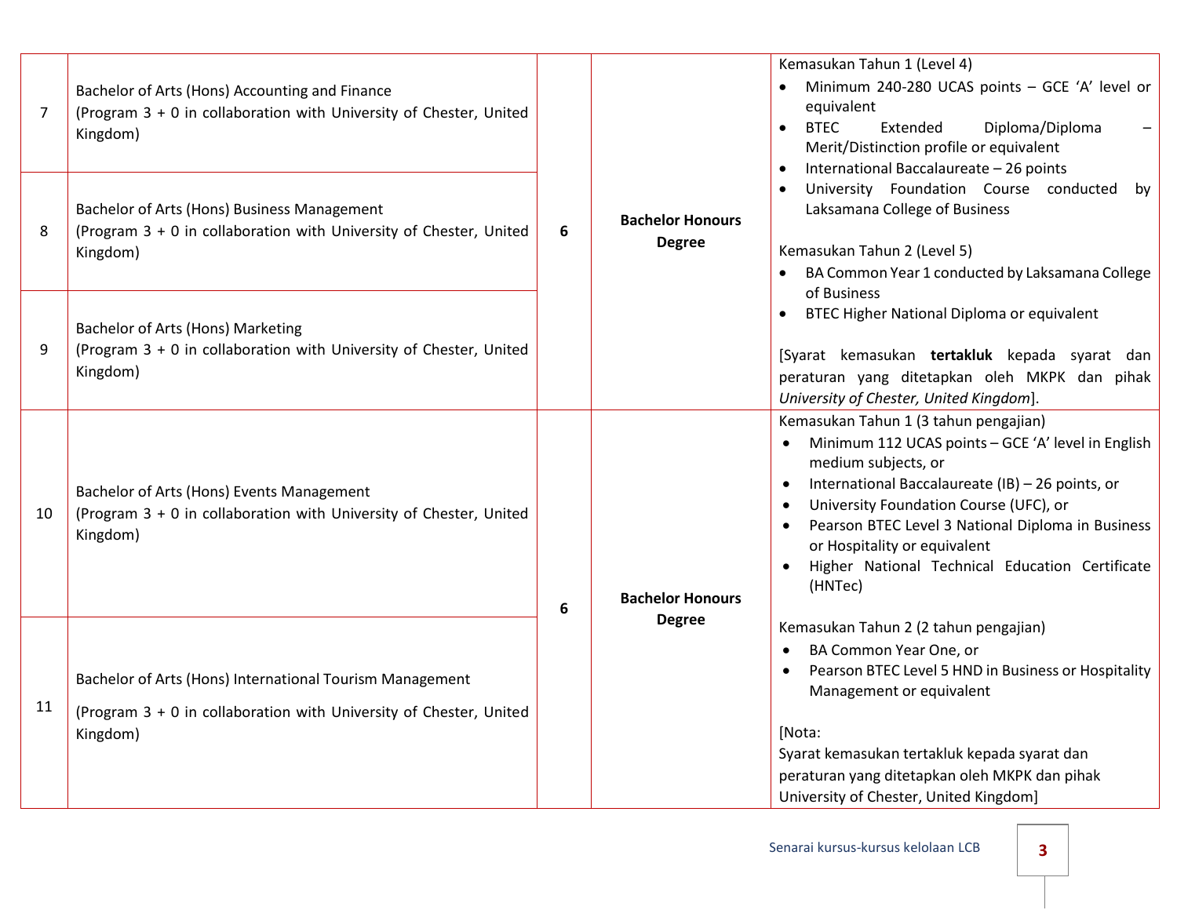| | | | | |
|---|---|---|---|---|
| 7 | Bachelor of Arts (Hons) Accounting and Finance<br>(Program 3 + 0 in collaboration with University of Chester, United Kingdom) | 6 | **Bachelor Honours Degree** | Kemasukan Tahun 1 (Level 4)<br>• Minimum 240-280 UCAS points – GCE 'A' level or equivalent<br>• BTEC Extended Diploma/Diploma – Merit/Distinction profile or equivalent<br>• International Baccalaureate – 26 points<br>• University Foundation Course conducted by Laksamana College of Business<br><br>Kemasukan Tahun 2 (Level 5)<br>• BA Common Year 1 conducted by Laksamana College of Business<br>• BTEC Higher National Diploma or equivalent<br><br>[Syarat kemasukan **tertakluk** kepada syarat dan peraturan yang ditetapkan oleh MKPK dan pihak *University of Chester, United Kingdom*]. |
| 8 | Bachelor of Arts (Hons) Business Management<br>(Program 3 + 0 in collaboration with University of Chester, United Kingdom) | | | |
| 9 | Bachelor of Arts (Hons) Marketing<br>(Program 3 + 0 in collaboration with University of Chester, United Kingdom) | | | |
| 10 | Bachelor of Arts (Hons) Events Management<br>(Program 3 + 0 in collaboration with University of Chester, United Kingdom) | 6 | **Bachelor Honours Degree** | Kemasukan Tahun 1 (3 tahun pengajian)<br>• Minimum 112 UCAS points – GCE 'A' level in English medium subjects, or<br>• International Baccalaureate (IB) – 26 points, or<br>• University Foundation Course (UFC), or<br>• Pearson BTEC Level 3 National Diploma in Business or Hospitality or equivalent<br>• Higher National Technical Education Certificate (HNTec)<br><br>Kemasukan Tahun 2 (2 tahun pengajian)<br>• BA Common Year One, or<br>• Pearson BTEC Level 5 HND in Business or Hospitality Management or equivalent<br><br>[Nota:<br>Syarat kemasukan tertakluk kepada syarat dan peraturan yang ditetapkan oleh MKPK dan pihak University of Chester, United Kingdom] |
| 11 | Bachelor of Arts (Hons) International Tourism Management<br>(Program 3 + 0 in collaboration with University of Chester, United Kingdom) | | | |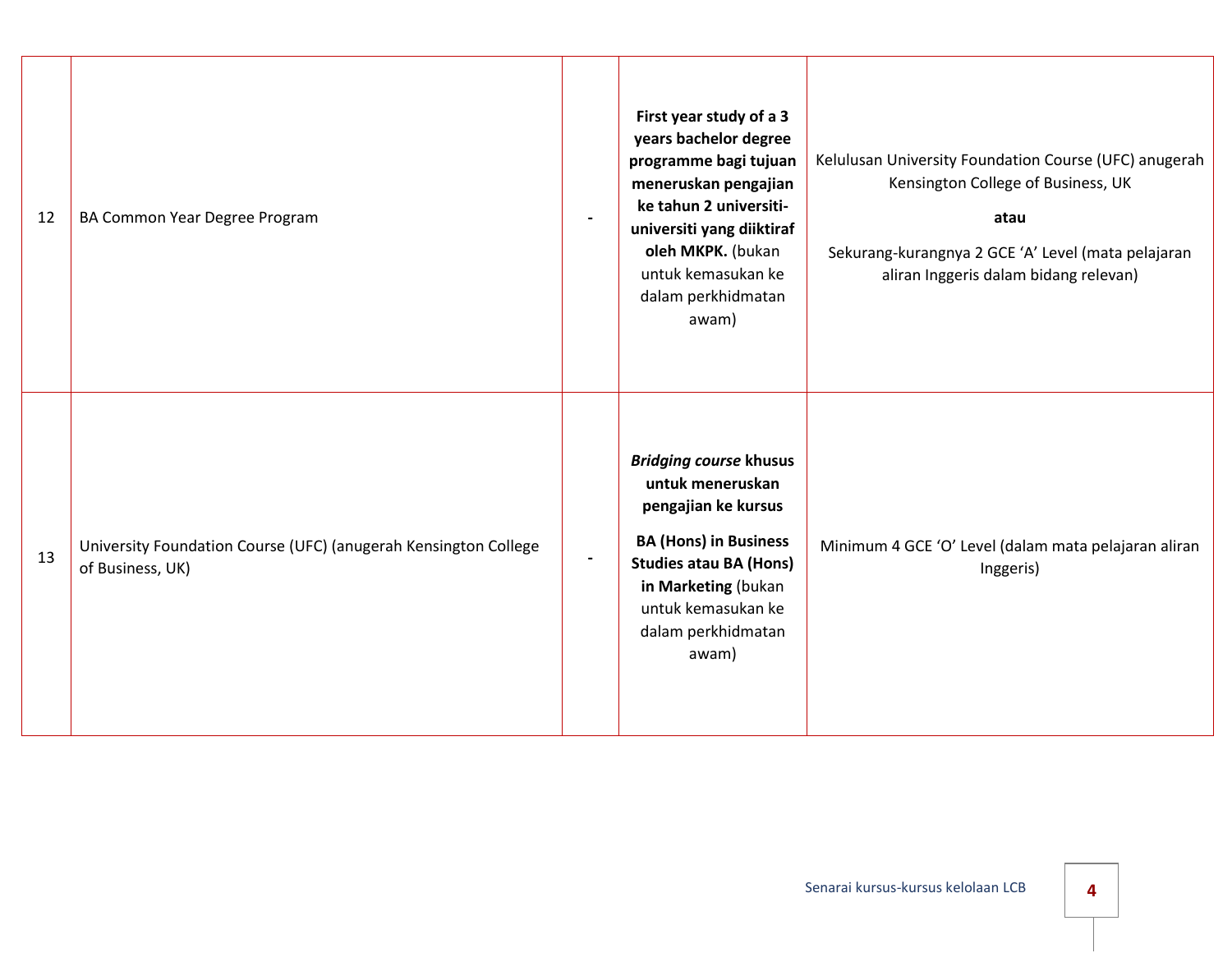| | | | | |
|---|---|---|---|---|
| 12 | BA Common Year Degree Program | - | **First year study of a 3 years bachelor degree programme bagi tujuan meneruskan pengajian ke tahun 2 universiti-universiti yang diiktiraf oleh MKPK.** (bukan untuk kemasukan ke dalam perkhidmatan awam) | Kelulusan University Foundation Course (UFC) anugerah Kensington College of Business, UK<br><br>**atau**<br><br>Sekurang-kurangnya 2 GCE 'A' Level (mata pelajaran aliran Inggeris dalam bidang relevan) |
| 13 | University Foundation Course (UFC) (anugerah Kensington College of Business, UK) | - | ***Bridging course* khusus untuk meneruskan pengajian ke kursus**<br><br>**BA (Hons) in Business Studies atau BA (Hons) in Marketing** (bukan untuk kemasukan ke dalam perkhidmatan awam) | Minimum 4 GCE 'O' Level (dalam mata pelajaran aliran Inggeris) |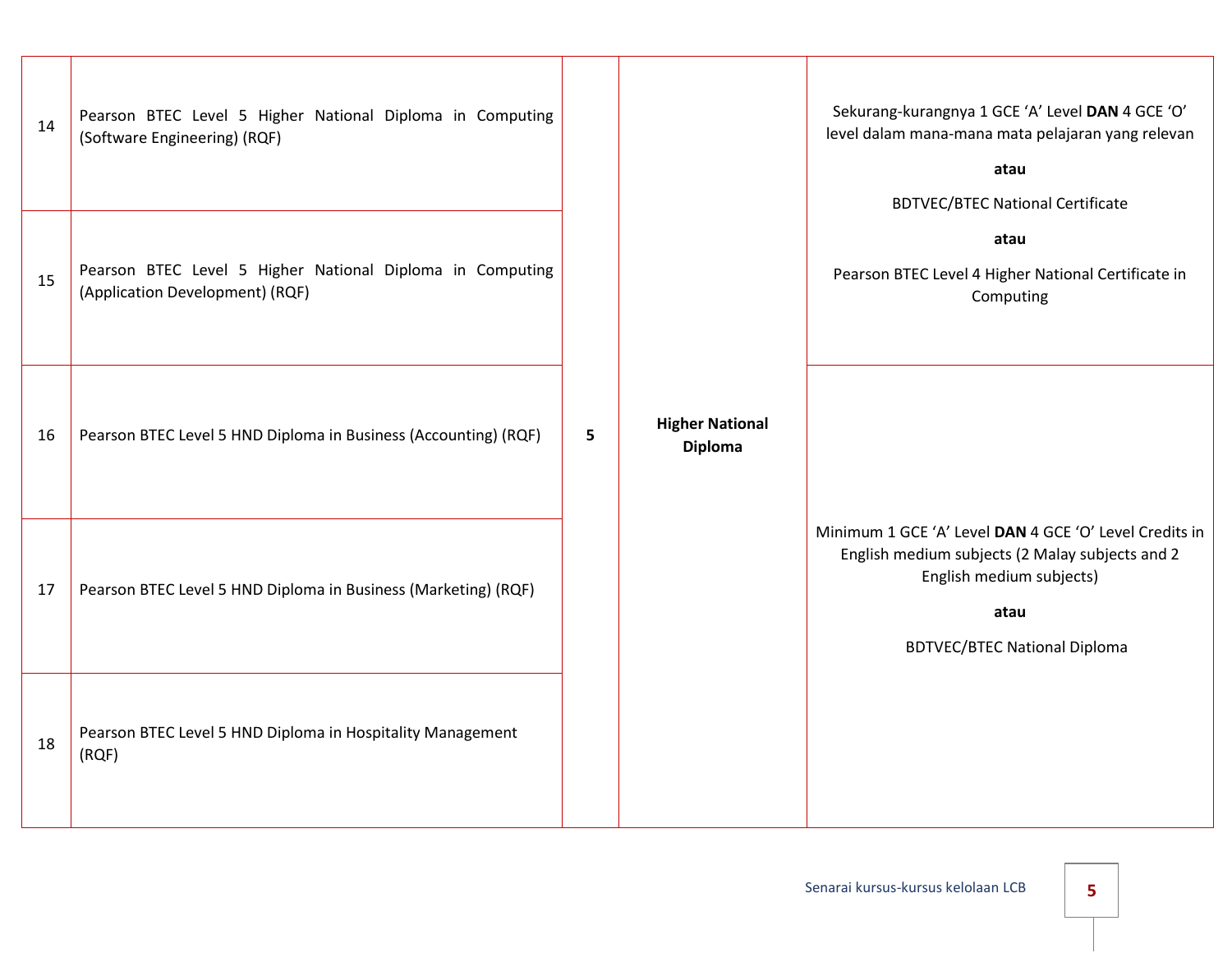| 14 | Pearson BTEC Level 5 Higher National Diploma in Computing (Software Engineering) (RQF) | 5 | **Higher National Diploma** | Sekurang-kurangnya 1 GCE ‘A’ Level **DAN** 4 GCE ‘O’ level dalam mana-mana mata pelajaran yang relevan **atau** BDTVEC/BTEC National Certificate **atau** Pearson BTEC Level 4 Higher National Certificate in Computing |
|---|---|---|---|---|
| 15 | Pearson BTEC Level 5 Higher National Diploma in Computing (Application Development) (RQF) | | | |
| 16 | Pearson BTEC Level 5 HND Diploma in Business (Accounting) (RQF) | | | Minimum 1 GCE ‘A’ Level **DAN** 4 GCE ‘O’ Level Credits in English medium subjects (2 Malay subjects and 2 English medium subjects) **atau** BDTVEC/BTEC National Diploma |
| 17 | Pearson BTEC Level 5 HND Diploma in Business (Marketing) (RQF) | | | |
| 18 | Pearson BTEC Level 5 HND Diploma in Hospitality Management (RQF) | | | |

Senarai kursus-kursus kelolaan LCB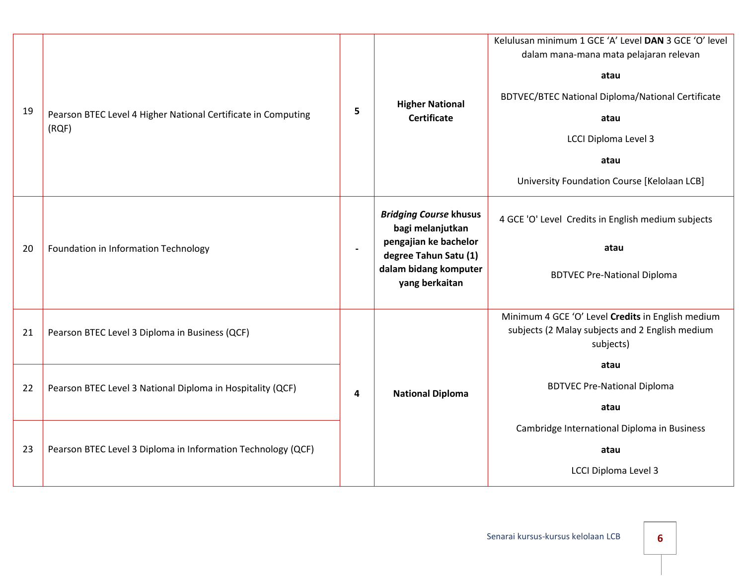| 19 | Pearson BTEC Level 4 Higher National Certificate in Computing (RQF) | **5** | **Higher National Certificate** | Kelulusan minimum 1 GCE 'A' Level **DAN** 3 GCE 'O' level dalam mana-mana mata pelajaran relevan<br><br>**atau**<br><br>BDTVEC/BTEC National Diploma/National Certificate<br><br>**atau**<br><br>LCCI Diploma Level 3<br><br>**atau**<br><br>University Foundation Course [Kelolaan LCB] |
|---|---|---|---|---|
| 20 | Foundation in Information Technology | **-** | ***Bridging Course* khusus bagi melanjutkan pengajian ke bachelor degree Tahun Satu (1) dalam bidang komputer yang berkaitan** | 4 GCE 'O' Level Credits in English medium subjects<br><br>**atau**<br><br>BDTVEC Pre-National Diploma |
| 21 | Pearson BTEC Level 3 Diploma in Business (QCF) | **4** | **National Diploma** | Minimum 4 GCE 'O' Level **Credits** in English medium subjects (2 Malay subjects and 2 English medium subjects)<br><br>**atau**<br><br>BDTVEC Pre-National Diploma<br><br>**atau**<br><br>Cambridge International Diploma in Business<br><br>**atau**<br><br>LCCI Diploma Level 3 |
| 22 | Pearson BTEC Level 3 National Diploma in Hospitality (QCF) | | | |
| 23 | Pearson BTEC Level 3 Diploma in Information Technology (QCF) | | | |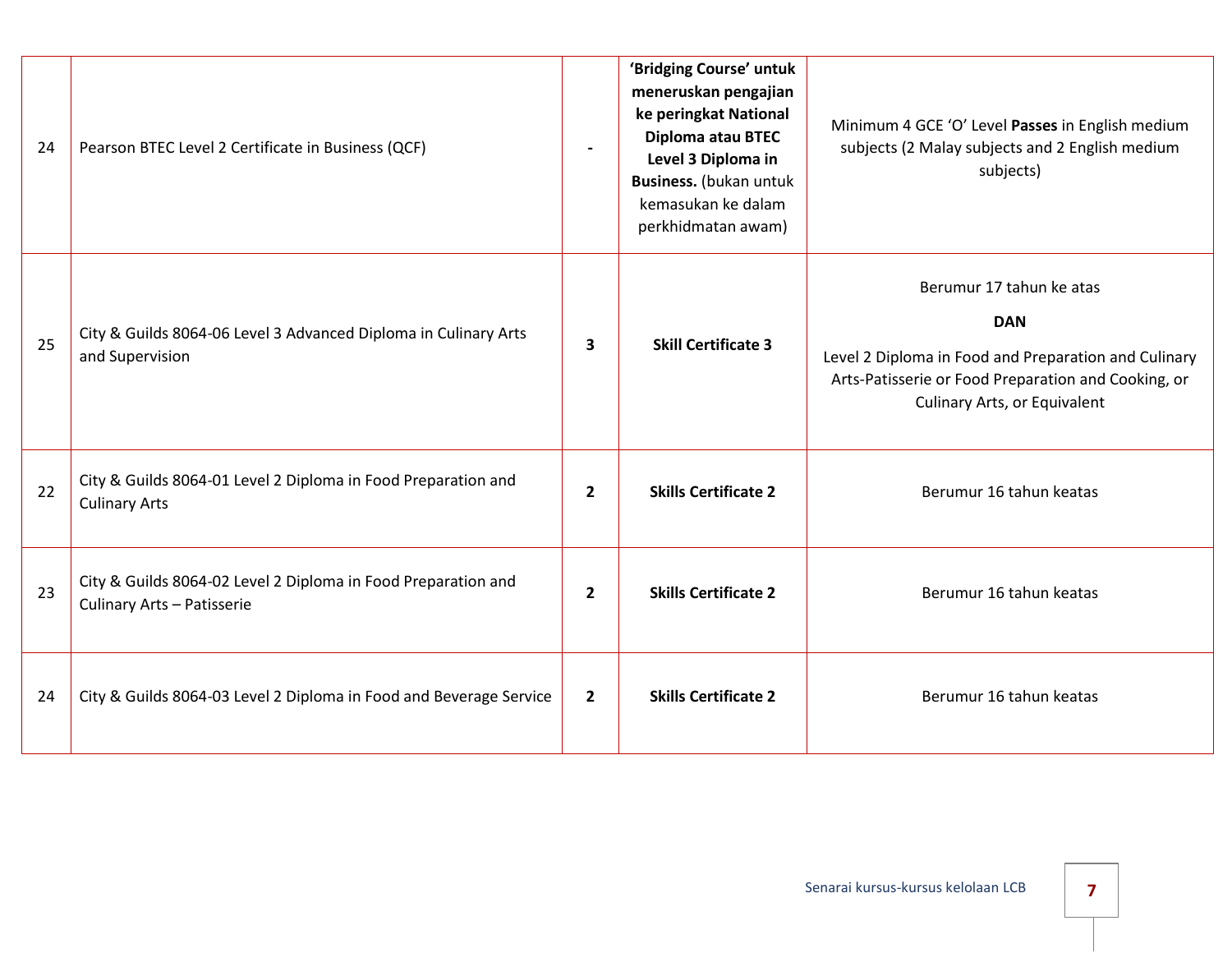| | | | | |
|---|---|---|---|---|
| 24 | Pearson BTEC Level 2 Certificate in Business (QCF) | **-** | **'Bridging Course' untuk meneruskan pengajian ke peringkat National Diploma atau BTEC Level 3 Diploma in Business.** (bukan untuk kemasukan ke dalam perkhidmatan awam) | Minimum 4 GCE 'O' Level **Passes** in English medium subjects (2 Malay subjects and 2 English medium subjects) |
| 25 | City & Guilds 8064-06 Level 3 Advanced Diploma in Culinary Arts and Supervision | **3** | **Skill Certificate 3** | Berumur 17 tahun ke atas<br><br>**DAN**<br><br>Level 2 Diploma in Food and Preparation and Culinary Arts-Patisserie or Food Preparation and Cooking, or Culinary Arts, or Equivalent |
| 22 | City & Guilds 8064-01 Level 2 Diploma in Food Preparation and Culinary Arts | **2** | **Skills Certificate 2** | Berumur 16 tahun keatas |
| 23 | City & Guilds 8064-02 Level 2 Diploma in Food Preparation and Culinary Arts – Patisserie | **2** | **Skills Certificate 2** | Berumur 16 tahun keatas |
| 24 | City & Guilds 8064-03 Level 2 Diploma in Food and Beverage Service | **2** | **Skills Certificate 2** | Berumur 16 tahun keatas |